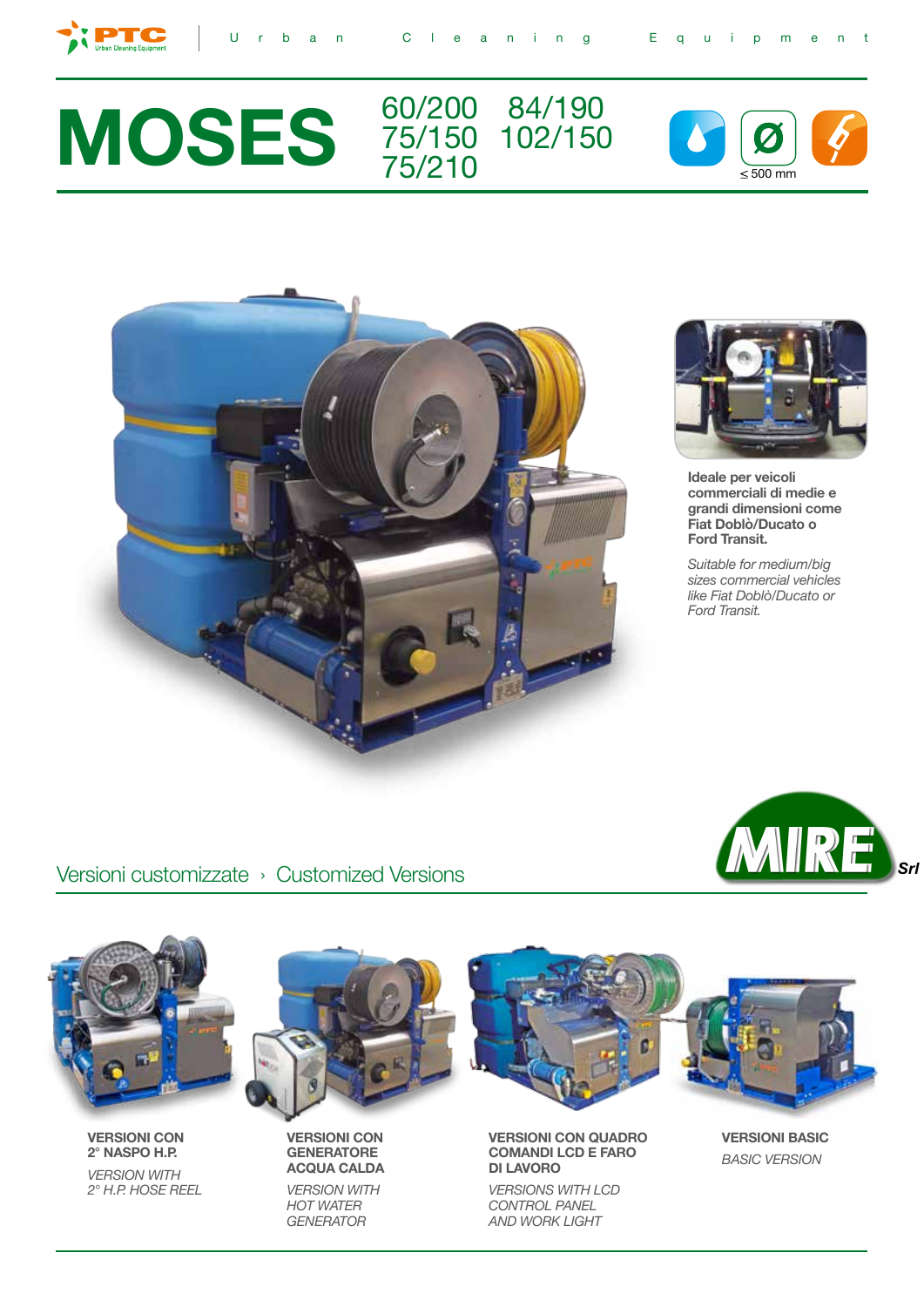PTC Urban Cleaning Equipment

# MOSES

60/200 84/190
75/150 102/150
75/210

≤ 500 mm

**Ideale per veicoli commerciali di medie e grandi dimensioni come Fiat Doblò/Ducato o Ford Transit.**

*Suitable for medium/big sizes commercial vehicles like Fiat Doblò/Ducato or Ford Transit.*

MIRE Srl

## Versioni customizzate › Customized Versions

**VERSIONI CON 2° NASPO H.P.**

*VERSION WITH 2° H.P. HOSE REEL*

**VERSIONI CON GENERATORE ACQUA CALDA**

*VERSION WITH HOT WATER GENERATOR*

**VERSIONI CON QUADRO COMANDI LCD E FARO DI LAVORO**

*VERSIONS WITH LCD CONTROL PANEL AND WORK LIGHT*

**VERSIONI BASIC**

*BASIC VERSION*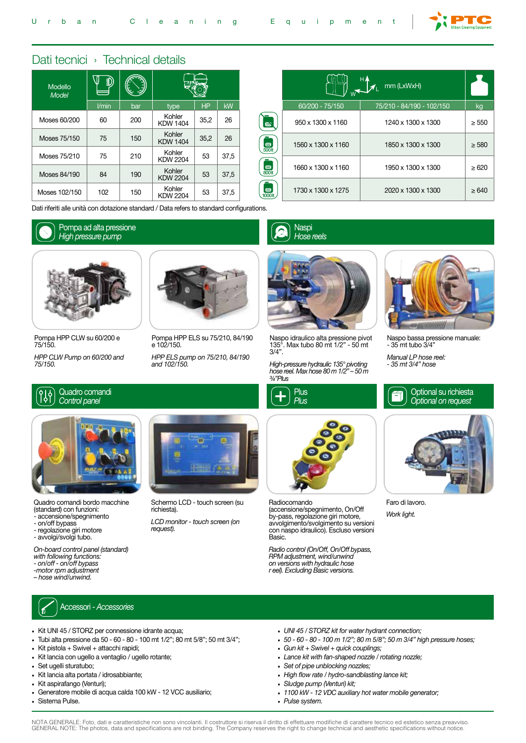## Dati tecnici › Technical details

| Modello *Model* | l/min | bar | type | HP | kW |
|---|---|---|---|---|---|
| Moses 60/200 | 60 | 200 | Kohler KDW 1404 | 35,2 | 26 |
| Moses 75/150 | 75 | 150 | Kohler KDW 1404 | 35,2 | 26 |
| Moses 75/210 | 75 | 210 | Kohler KDW 2204 | 53 | 37,5 |
| Moses 84/190 | 84 | 190 | Kohler KDW 2204 | 53 | 37,5 |
| Moses 102/150 | 102 | 150 | Kohler KDW 2204 | 53 | 37,5 |

| | mm (LxWxH) 60/200 - 75/150 | mm (LxWxH) 75/210 - 84/190 - 102/150 | kg |
|---|---|---|---|
| | 950 x 1300 x 1160 | 1240 x 1300 x 1300 | ≥ 550 |
| 500lt | 1560 x 1300 x 1160 | 1850 x 1300 x 1300 | ≥ 580 |
| 800lt | 1660 x 1300 x 1160 | 1950 x 1300 x 1300 | ≥ 620 |
| 1000lt | 1730 x 1300 x 1275 | 2020 x 1300 x 1300 | ≥ 640 |

Dati riferiti alle unità con dotazione standard / Data refers to standard configurations.

### Pompa ad alta pressione
*High pressure pump*

Pompa HPP CLW su 60/200 e 75/150.

*HPP CLW Pump on 60/200 and 75/150.*

Pompa HPP ELS su 75/210, 84/190 e 102/150.

*HPP ELS pump on 75/210, 84/190 and 102/150.*

### Naspi
*Hose reels*

Naspo idraulico alta pressione pivot 135°. Max tubo 80 mt 1/2" - 50 mt 3/4".

*High-pressure hydraulic 135° pivoting hose reel. Max hose 80 m 1/2" – 50 m ¾"Plus*

Naspo bassa pressione manuale:
- 35 mt tubo 3/4"

*Manual LP hose reel:*
*- 35 mt 3/4" hose*

### Quadro comandi
*Control panel*

Quadro comandi bordo macchine (standard) con funzioni:
- accensione/spegnimento
- on/off bypass
- regolazione giri motore
- avvolgi/svolgi tubo.

*On-board control panel (standard) with following functions:*
*- on/off - on/off bypass*
*-motor rpm adjustment*
*– hose wind/unwind.*

Schermo LCD - touch screen (su richiesta).

*LCD monitor - touch screen (on request).*

### Plus
*Plus*

Radiocomando (accensione/spegnimento, On/Off by-pass, regolazione giri motore, avvolgimento/svolgimento su versioni con naspo idraulico). Escluso versioni Basic.

*Radio control (On/Off, On/Off bypass, RPM adjustment, wind/unwind on versions with hydraulic hose r eel). Excluding Basic versions.*

### Optional su richiesta
*Optional on request*

Faro di lavoro.

*Work light.*

### Accessori - *Accessories*

- Kit UNI 45 / STORZ per connessione idrante acqua;
- Tubi alta pressione da 50 - 60 - 80 - 100 mt 1/2"; 80 mt 5/8"; 50 mt 3/4";
- Kit pistola + Swivel + attacchi rapidi;
- Kit lancia con ugello a ventaglio / ugello rotante;
- Set ugelli sturatubo;
- Kit lancia alta portata / idrosabbiante;
- Kit aspirafango (Venturi);
- Generatore mobile di acqua calda 100 kW - 12 VCC ausiliario;
- Sistema Pulse.

- *UNI 45 / STORZ kit for water hydrant connection;*
- *50 - 60 - 80 - 100 m 1/2"; 80 m 5/8"; 50 m 3/4" high pressure hoses;*
- *Gun kit + Swivel + quick couplings;*
- *Lance kit with fan-shaped nozzle / rotating nozzle;*
- *Set of pipe unblocking nozzles;*
- *High flow rate / hydro-sandblasting lance kit;*
- *Sludge pump (Venturi) kit;*
- *1100 kW - 12 VDC auxiliary hot water mobile generator;*
- *Pulse system.*

NOTA GENERALE: Foto, dati e caratteristiche non sono vincolanti. Il costruttore si riserva il diritto di effettuare modifiche di carattere tecnico ed estetico senza preavviso.
GENERAL NOTE: The photos, data and specifications are not binding. The Company reserves the right to change technical and aesthetic specifications without notice.